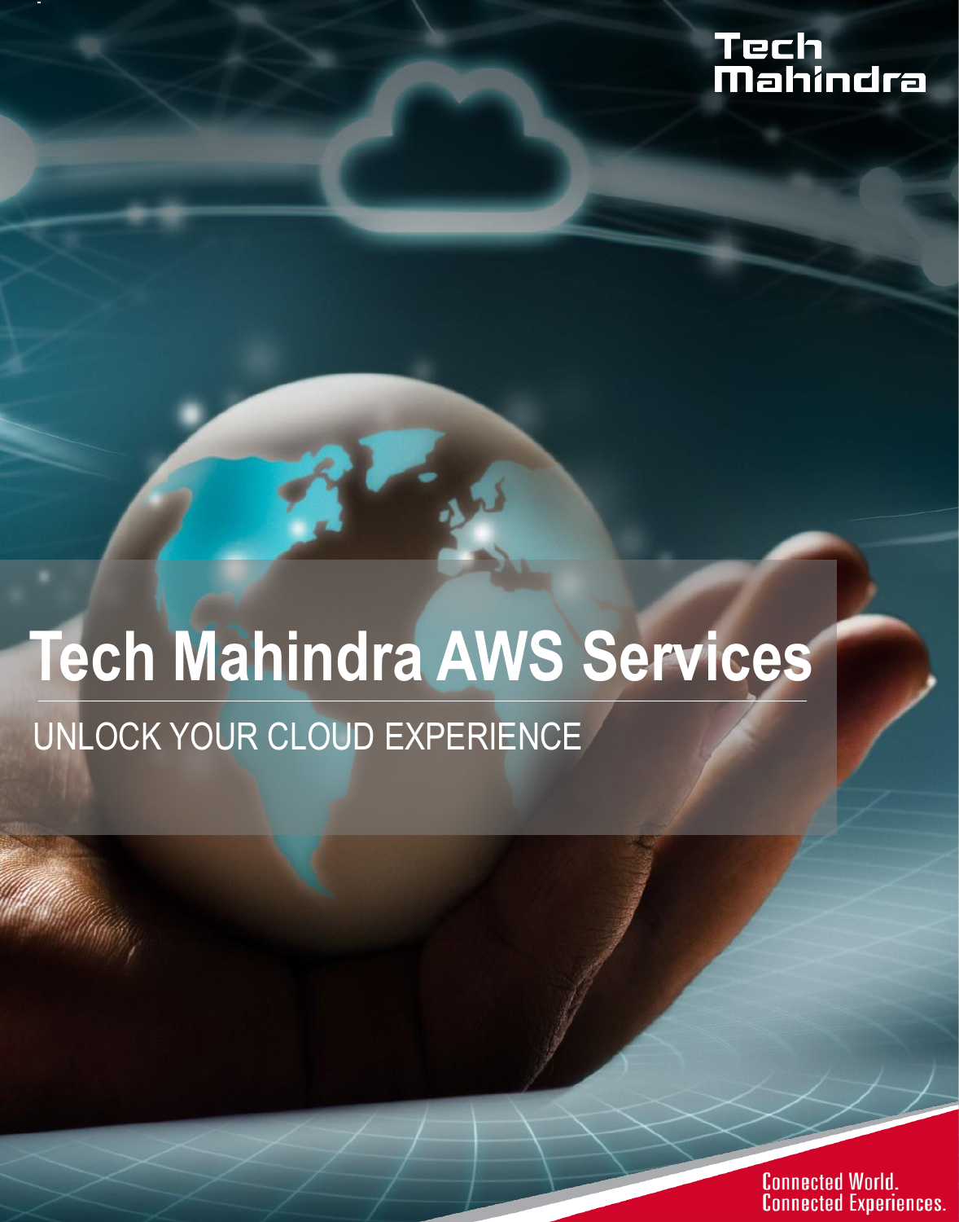Tech Mahindra

# Tech Mahindra AWS Services

## UNLOCK YOUR CLOUD EXPERIENCE

Connected World.
Connected Experiences.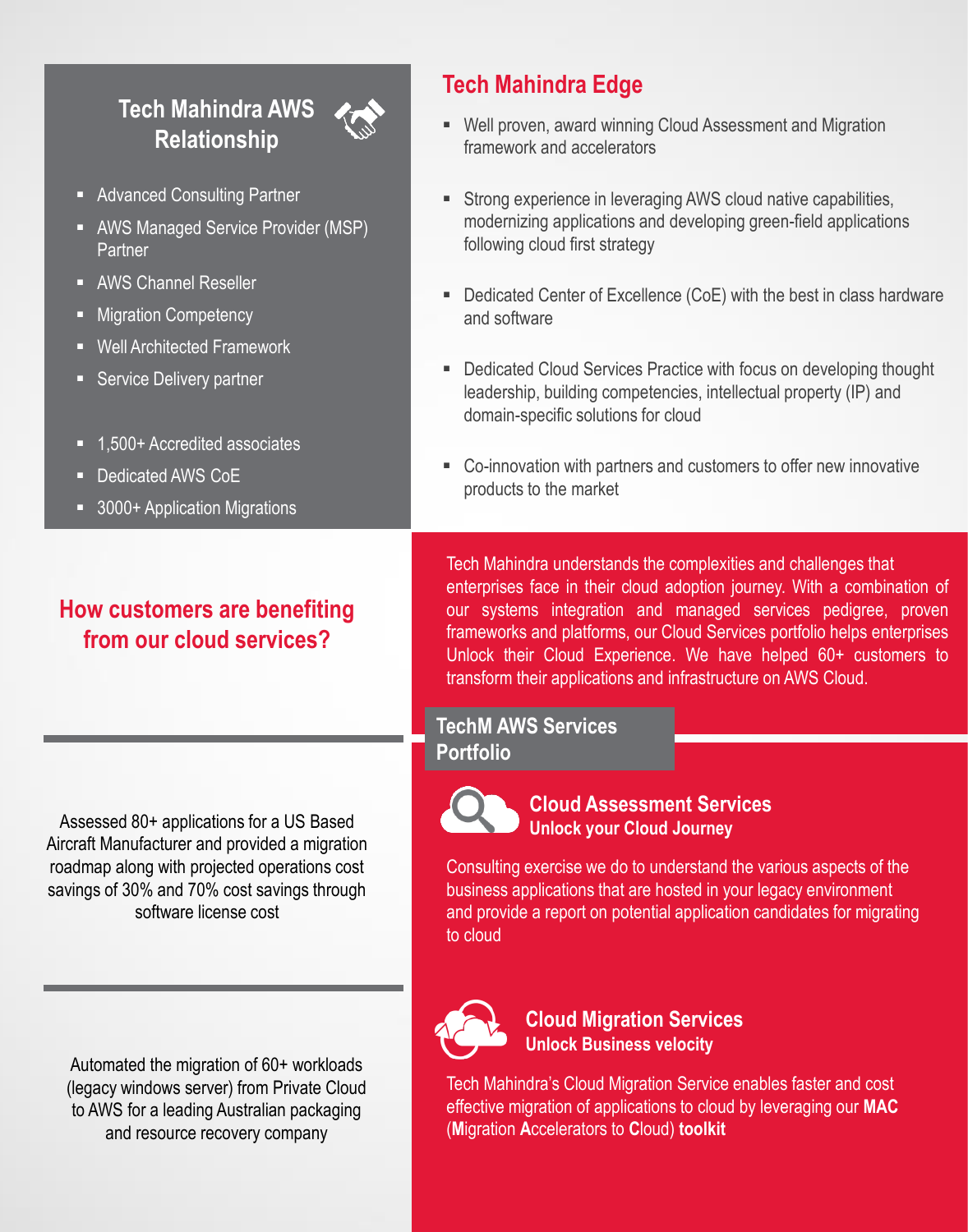## Tech Mahindra AWS Relationship

- Advanced Consulting Partner
- AWS Managed Service Provider (MSP) Partner
- AWS Channel Reseller
- Migration Competency
- Well Architected Framework
- Service Delivery partner

- 1,500+ Accredited associates
- Dedicated AWS CoE
- 3000+ Application Migrations

## Tech Mahindra Edge

- Well proven, award winning Cloud Assessment and Migration framework and accelerators
- Strong experience in leveraging AWS cloud native capabilities, modernizing applications and developing green-field applications following cloud first strategy
- Dedicated Center of Excellence (CoE) with the best in class hardware and software
- Dedicated Cloud Services Practice with focus on developing thought leadership, building competencies, intellectual property (IP) and domain-specific solutions for cloud
- Co-innovation with partners and customers to offer new innovative products to the market

## How customers are benefiting from our cloud services?

Assessed 80+ applications for a US Based Aircraft Manufacturer and provided a migration roadmap along with projected operations cost savings of 30% and 70% cost savings through software license cost

Automated the migration of 60+ workloads (legacy windows server) from Private Cloud to AWS for a leading Australian packaging and resource recovery company

Tech Mahindra understands the complexities and challenges that enterprises face in their cloud adoption journey. With a combination of our systems integration and managed services pedigree, proven frameworks and platforms, our Cloud Services portfolio helps enterprises Unlock their Cloud Experience. We have helped 60+ customers to transform their applications and infrastructure on AWS Cloud.

## TechM AWS Services Portfolio

### Cloud Assessment Services
**Unlock your Cloud Journey**

Consulting exercise we do to understand the various aspects of the business applications that are hosted in your legacy environment and provide a report on potential application candidates for migrating to cloud

### Cloud Migration Services
**Unlock Business velocity**

Tech Mahindra's Cloud Migration Service enables faster and cost effective migration of applications to cloud by leveraging our **MAC** (**M**igration **A**ccelerators to **C**loud) **toolkit**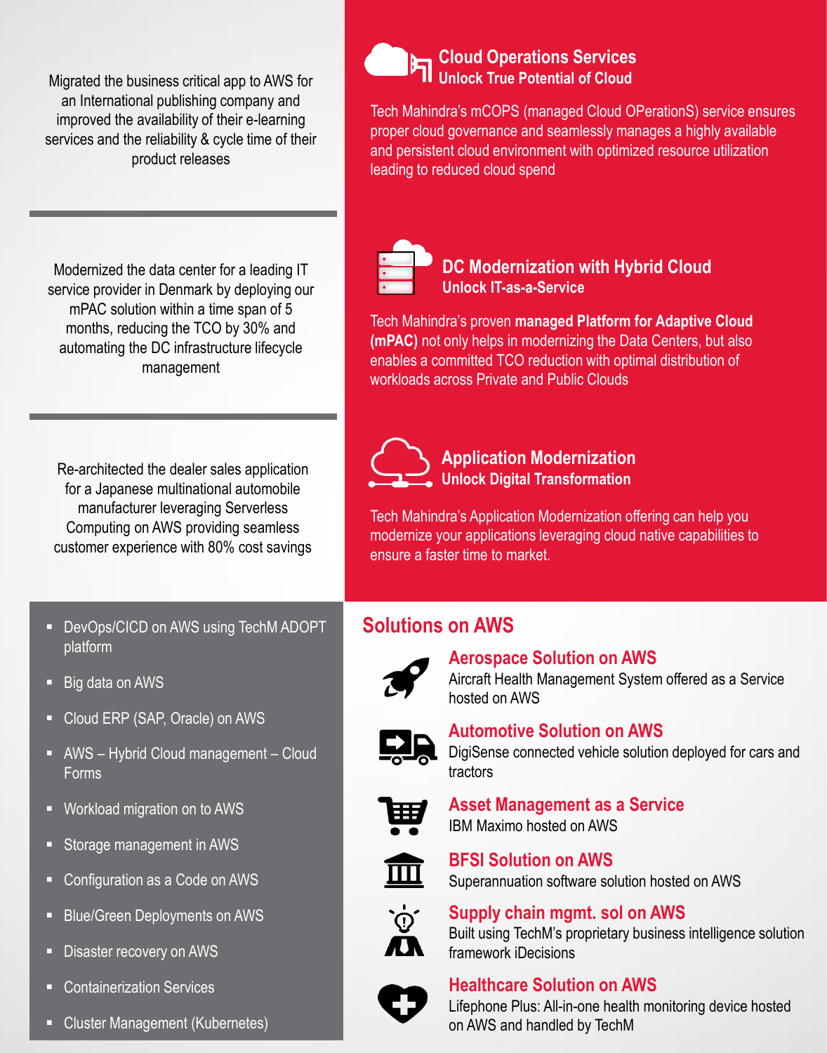Migrated the business critical app to AWS for an International publishing company and improved the availability of their e-learning services and the reliability & cycle time of their product releases

## Cloud Operations Services

### Unlock True Potential of Cloud

Tech Mahindra's mCOPS (managed Cloud OPerationS) service ensures proper cloud governance and seamlessly manages a highly available and persistent cloud environment with optimized resource utilization leading to reduced cloud spend

---

Modernized the data center for a leading IT service provider in Denmark by deploying our mPAC solution within a time span of 5 months, reducing the TCO by 30% and automating the DC infrastructure lifecycle management

## DC Modernization with Hybrid Cloud

### Unlock IT-as-a-Service

Tech Mahindra's proven **managed Platform for Adaptive Cloud (mPAC)** not only helps in modernizing the Data Centers, but also enables a committed TCO reduction with optimal distribution of workloads across Private and Public Clouds

---

Re-architected the dealer sales application for a Japanese multinational automobile manufacturer leveraging Serverless Computing on AWS providing seamless customer experience with 80% cost savings

## Application Modernization

### Unlock Digital Transformation

Tech Mahindra's Application Modernization offering can help you modernize your applications leveraging cloud native capabilities to ensure a faster time to market.

---

- DevOps/CICD on AWS using TechM ADOPT platform
- Big data on AWS
- Cloud ERP (SAP, Oracle) on AWS
- AWS – Hybrid Cloud management – Cloud Forms
- Workload migration on to AWS
- Storage management in AWS
- Configuration as a Code on AWS
- Blue/Green Deployments on AWS
- Disaster recovery on AWS
- Containerization Services
- Cluster Management (Kubernetes)

## Solutions on AWS

### Aerospace Solution on AWS

Aircraft Health Management System offered as a Service hosted on AWS

### Automotive Solution on AWS

DigiSense connected vehicle solution deployed for cars and tractors

### Asset Management as a Service

IBM Maximo hosted on AWS

### BFSI Solution on AWS

Superannuation software solution hosted on AWS

### Supply chain mgmt. sol on AWS

Built using TechM's proprietary business intelligence solution framework iDecisions

### Healthcare Solution on AWS

Lifephone Plus: All-in-one health monitoring device hosted on AWS and handled by TechM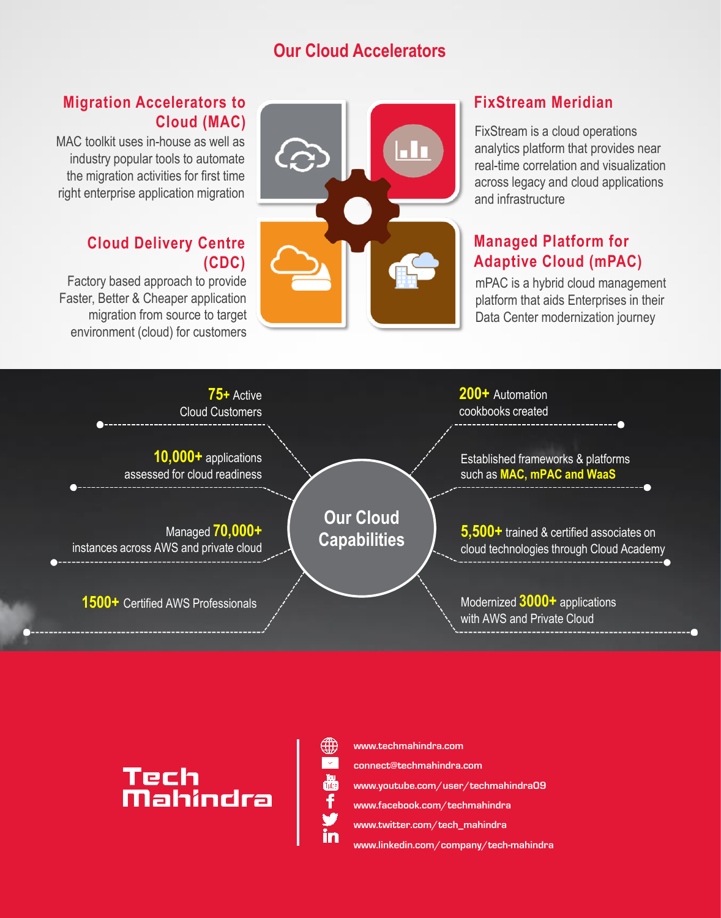# Our Cloud Accelerators

## Migration Accelerators to Cloud (MAC)

MAC toolkit uses in-house as well as industry popular tools to automate the migration activities for first time right enterprise application migration

## Cloud Delivery Centre (CDC)

Factory based approach to provide Faster, Better & Cheaper application migration from source to target environment (cloud) for customers

## FixStream Meridian

FixStream is a cloud operations analytics platform that provides near real-time correlation and visualization across legacy and cloud applications and infrastructure

## Managed Platform for Adaptive Cloud (mPAC)

mPAC is a hybrid cloud management platform that aids Enterprises in their Data Center modernization journey

## Our Cloud Capabilities

- **75+** Active Cloud Customers
- **10,000+** applications assessed for cloud readiness
- Managed **70,000+** instances across AWS and private cloud
- **1500+** Certified AWS Professionals
- **200+** Automation cookbooks created
- Established frameworks & platforms such as **MAC, mPAC and WaaS**
- **5,500+** trained & certified associates on cloud technologies through Cloud Academy
- Modernized **3000+** applications with AWS and Private Cloud

Tech Mahindra

www.techmahindra.com
connect@techmahindra.com
www.youtube.com/user/techmahindra09
www.facebook.com/techmahindra
www.twitter.com/tech_mahindra
www.linkedin.com/company/tech-mahindra